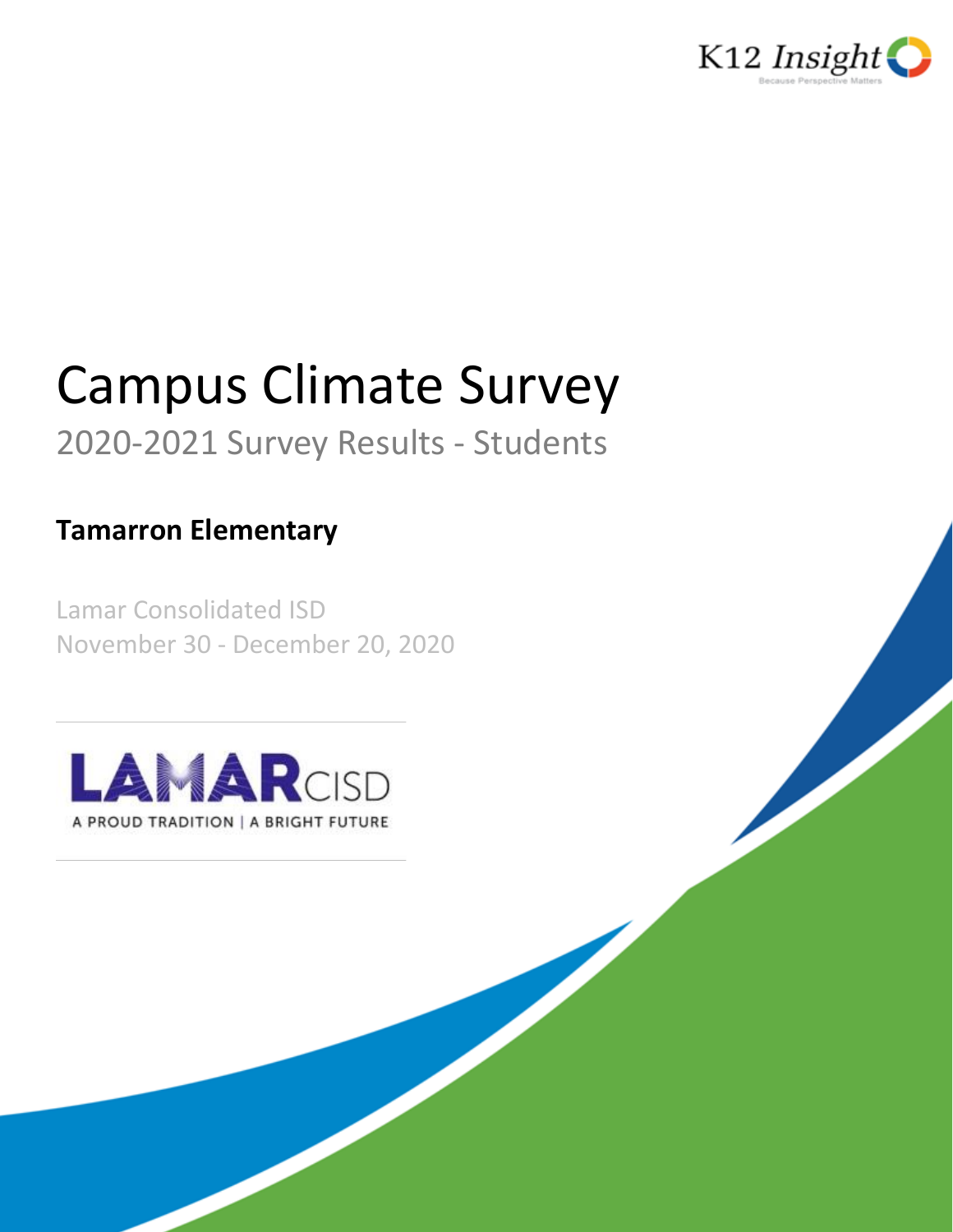K12 Insight

Because Perspective Matters

# Campus Climate Survey

## 2020-2021 Survey Results - Students

**Tamarron Elementary**

Lamar Consolidated ISD

November 30 - December 20, 2020

LAMAR CISD

A PROUD TRADITION | A BRIGHT FUTURE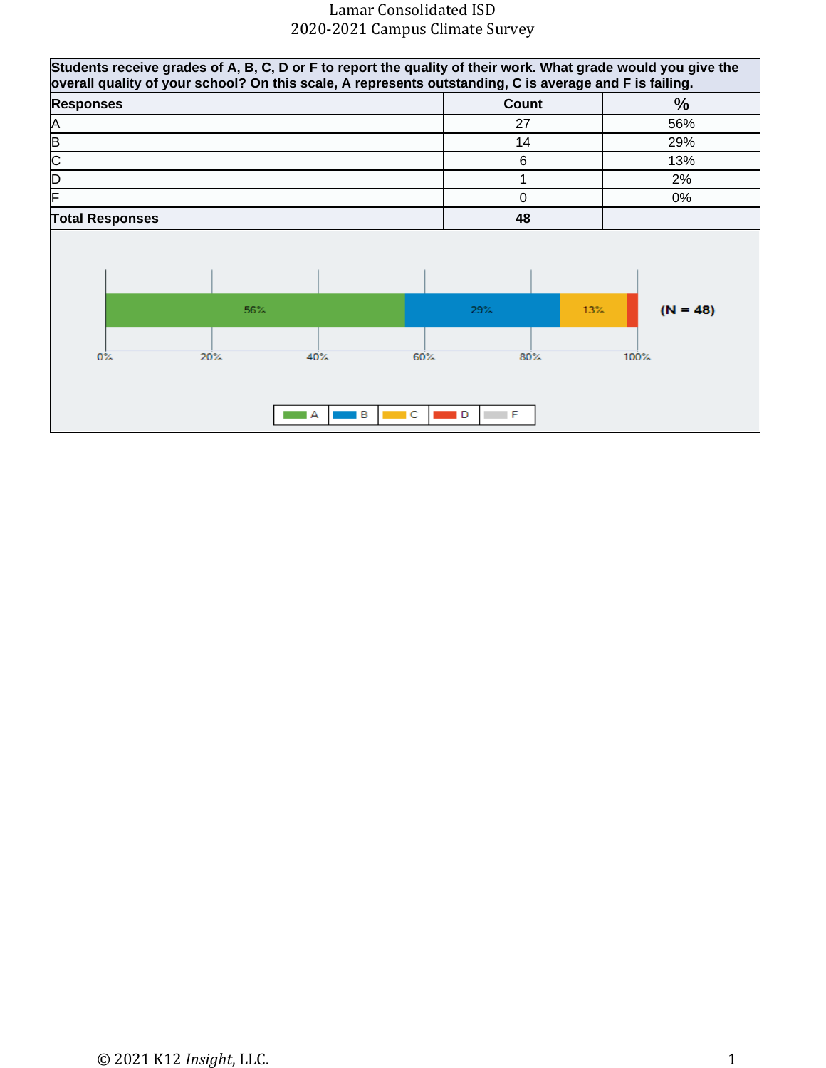| Students receive grades of A, B, C, D or F to report the quality of their work. What grade would you give the overall quality of your school? On this scale, A represents outstanding, C is average and F is failing. | | |
|---|---|---|
| **Responses** | **Count** | **%** |
| A | 27 | 56% |
| B | 14 | 29% |
| C | 6 | 13% |
| D | 1 | 2% |
| F | 0 | 0% |
| **Total Responses** | **48** | |

A: 56% | B: 29% | C: 13% | D | F (N = 48)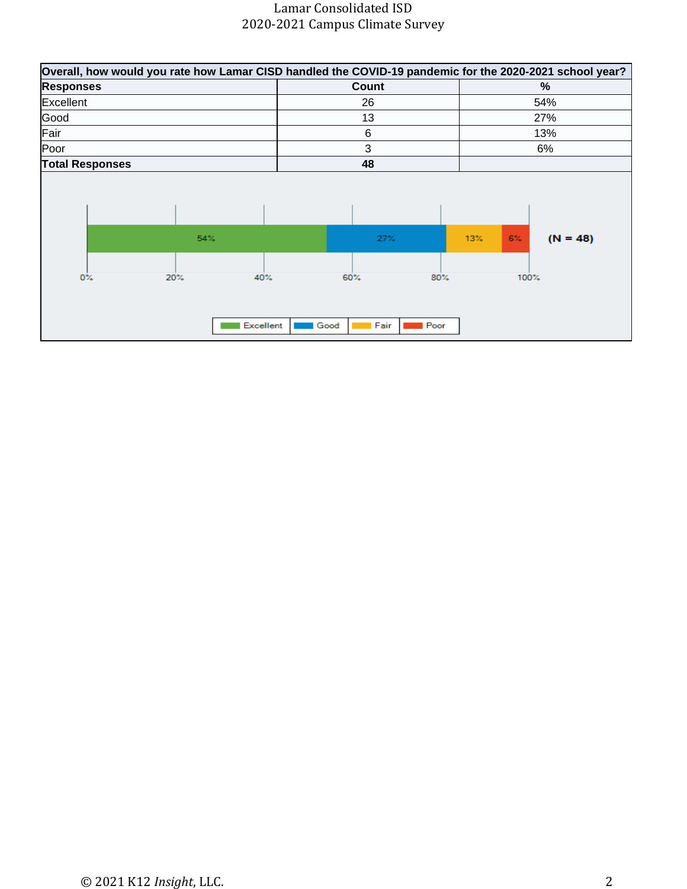| Overall, how would you rate how Lamar CISD handled the COVID-19 pandemic for the 2020-2021 school year? | | |
|---|---|---|
| **Responses** | **Count** | **%** |
| Excellent | 26 | 54% |
| Good | 13 | 27% |
| Fair | 6 | 13% |
| Poor | 3 | 6% |
| **Total Responses** | **48** | |

54% | 27% | 13% | 6% (N = 48)

0% 20% 40% 60% 80% 100%

Excellent Good Fair Poor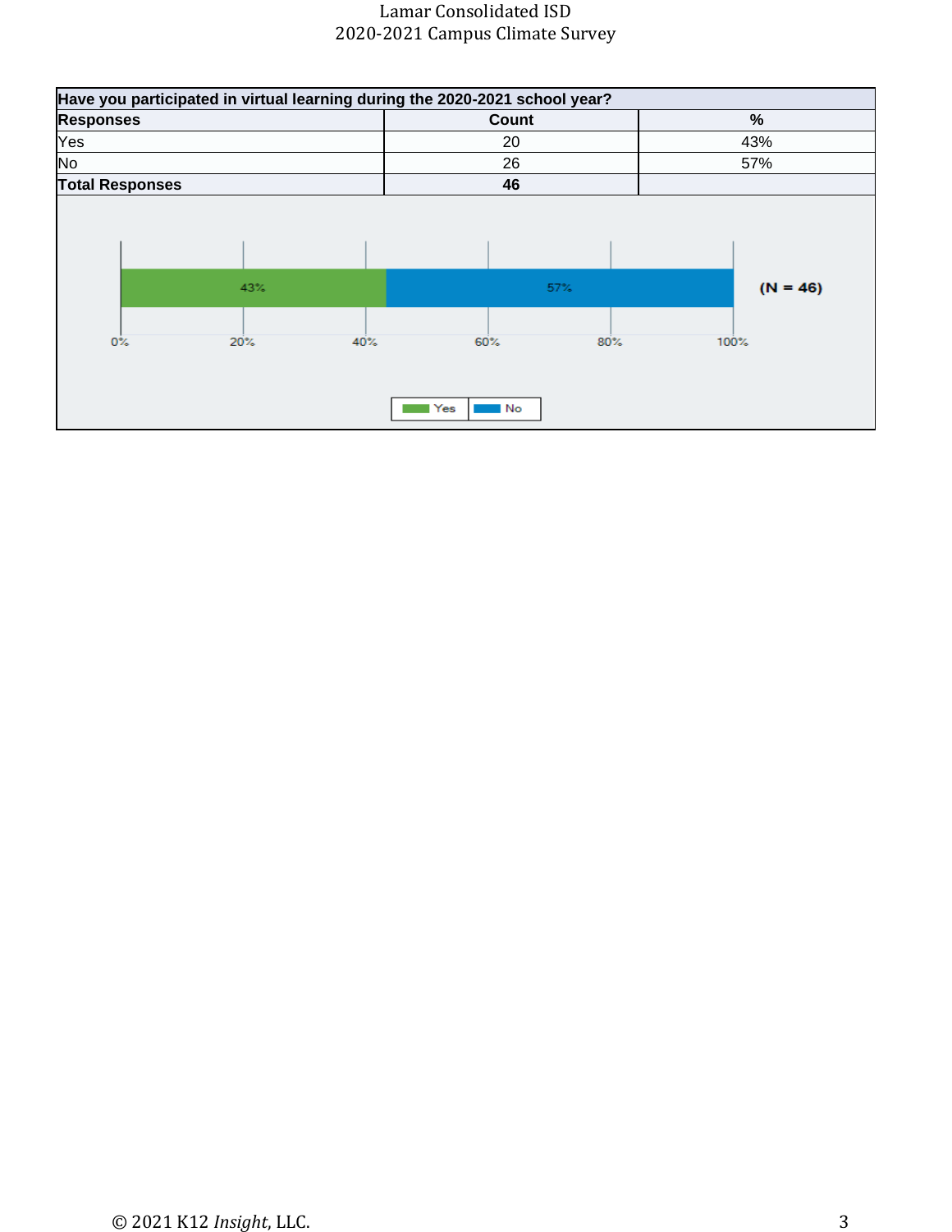| Have you participated in virtual learning during the 2020-2021 school year? | | |
|---|---|---|
| **Responses** | **Count** | **%** |
| Yes | 20 | 43% |
| No | 26 | 57% |
| **Total Responses** | **46** | |

43% 57% (N = 46)

0% 20% 40% 60% 80% 100%

Yes No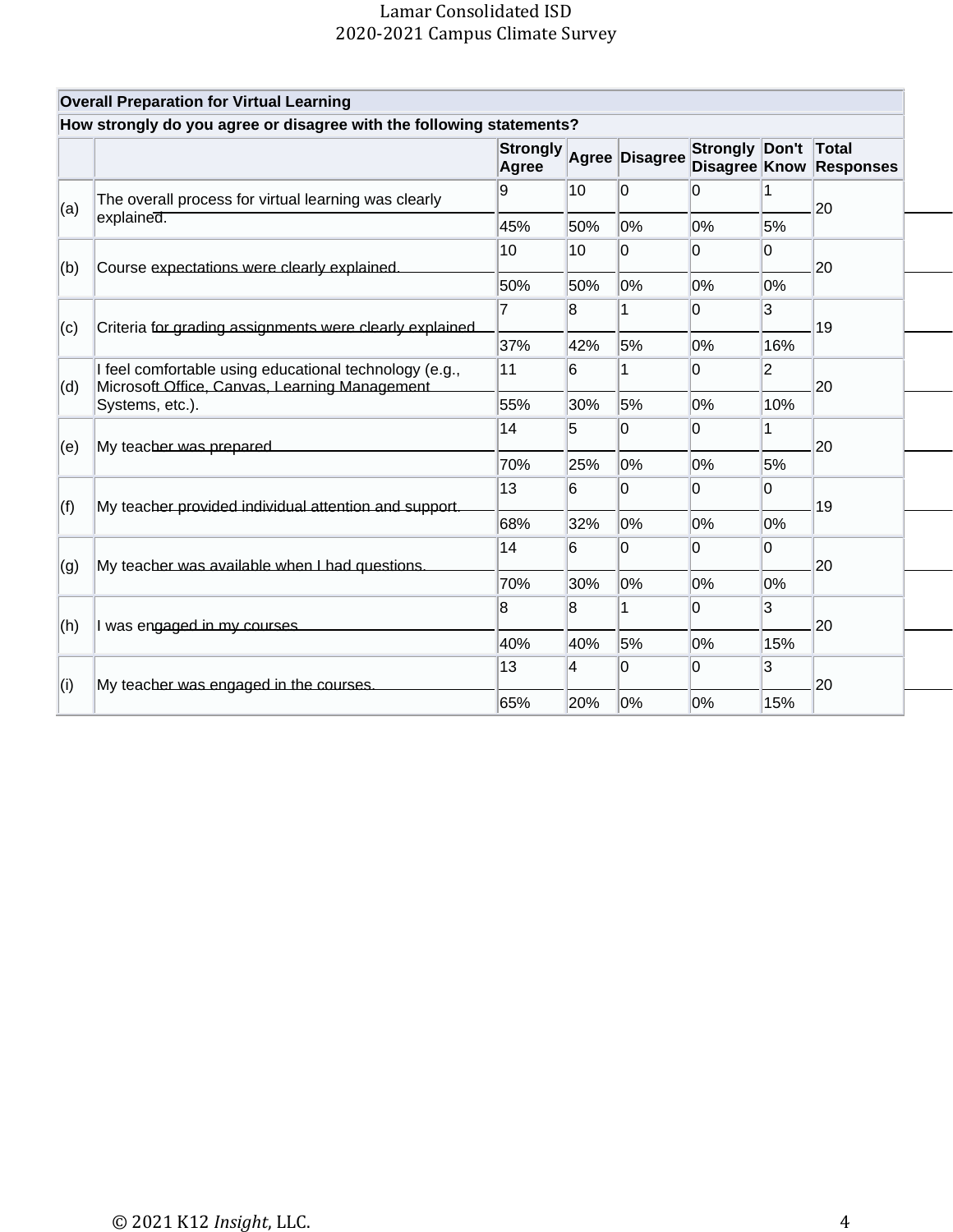| Overall Preparation for Virtual Learning | | | | | | | |
|---|---|---|---|---|---|---|---|
| **How strongly do you agree or disagree with the following statements?** | | | | | | | |
| | | **Strongly Agree** | **Agree** | **Disagree** | **Strongly Disagree** | **Don't Know** | **Total Responses** |
| (a) | The overall process for virtual learning was clearly explained. | 9<br>45% | 10<br>50% | 0<br>0% | 0<br>0% | 1<br>5% | 20 |
| (b) | Course expectations were clearly explained. | 10<br>50% | 10<br>50% | 0<br>0% | 0<br>0% | 0<br>0% | 20 |
| (c) | Criteria for grading assignments were clearly explained. | 7<br>37% | 8<br>42% | 1<br>5% | 0<br>0% | 3<br>16% | 19 |
| (d) | I feel comfortable using educational technology (e.g., Microsoft Office, Canvas, Learning Management Systems, etc.). | 11<br>55% | 6<br>30% | 1<br>5% | 0<br>0% | 2<br>10% | 20 |
| (e) | My teacher was prepared. | 14<br>70% | 5<br>25% | 0<br>0% | 0<br>0% | 1<br>5% | 20 |
| (f) | My teacher provided individual attention and support. | 13<br>68% | 6<br>32% | 0<br>0% | 0<br>0% | 0<br>0% | 19 |
| (g) | My teacher was available when I had questions. | 14<br>70% | 6<br>30% | 0<br>0% | 0<br>0% | 0<br>0% | 20 |
| (h) | I was engaged in my courses. | 8<br>40% | 8<br>40% | 1<br>5% | 0<br>0% | 3<br>15% | 20 |
| (i) | My teacher was engaged in the courses. | 13<br>65% | 4<br>20% | 0<br>0% | 0<br>0% | 3<br>15% | 20 |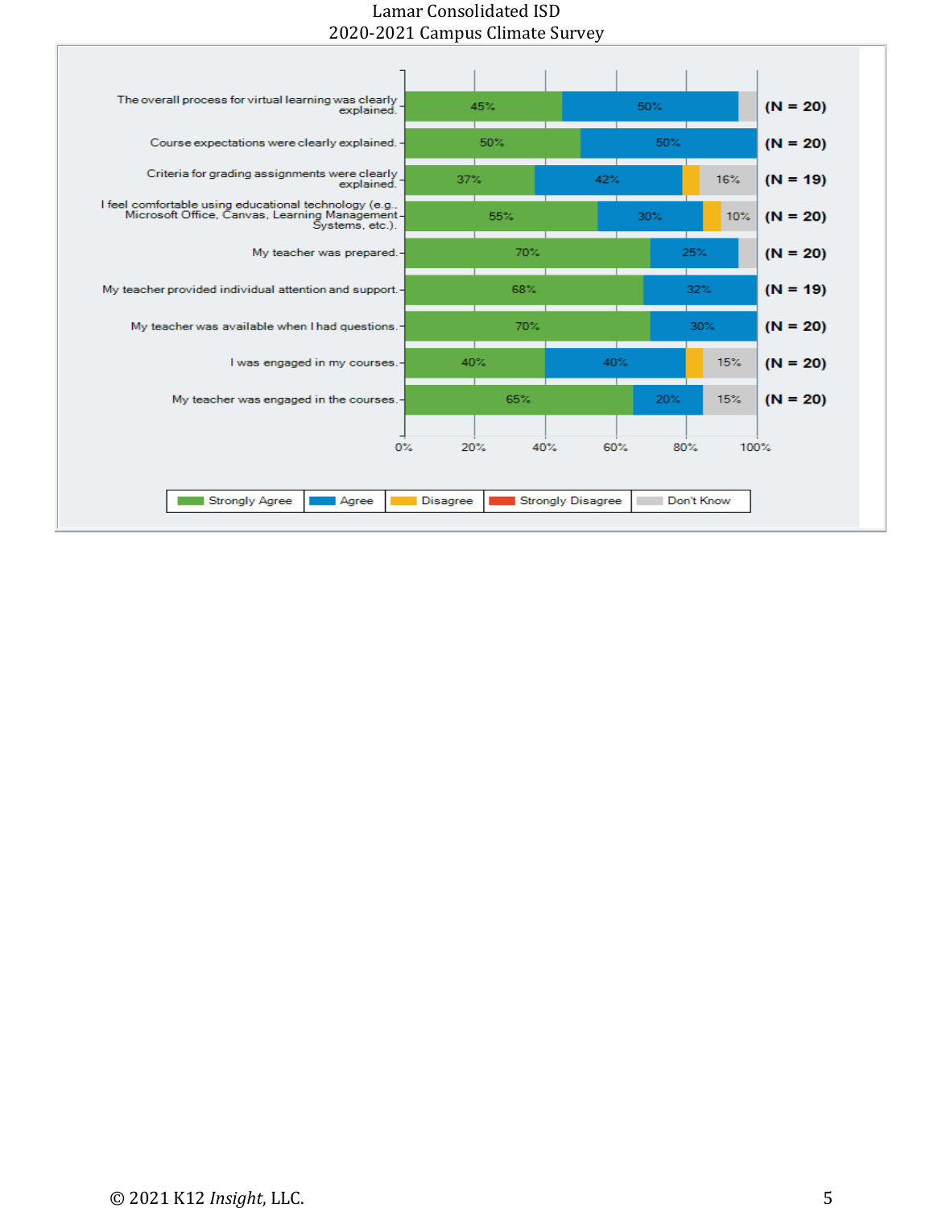| Statement | Strongly Agree | Agree | Disagree | Strongly Disagree | Don't Know | N |
| --- | --- | --- | --- | --- | --- | --- |
| The overall process for virtual learning was clearly explained. | 45% | 50% | | | | (N = 20) |
| Course expectations were clearly explained. | 50% | 50% | | | | (N = 20) |
| Criteria for grading assignments were clearly explained. | 37% | 42% | | | 16% | (N = 19) |
| I feel comfortable using educational technology (e.g., Microsoft Office, Canvas, Learning Management Systems, etc.). | 55% | 30% | | | 10% | (N = 20) |
| My teacher was prepared. | 70% | 25% | | | | (N = 20) |
| My teacher provided individual attention and support. | 68% | 32% | | | | (N = 19) |
| My teacher was available when I had questions. | 70% | 30% | | | | (N = 20) |
| I was engaged in my courses. | 40% | 40% | | | 15% | (N = 20) |
| My teacher was engaged in the courses. | 65% | 20% | | | 15% | (N = 20) |

Legend: Strongly Agree, Agree, Disagree, Strongly Disagree, Don't Know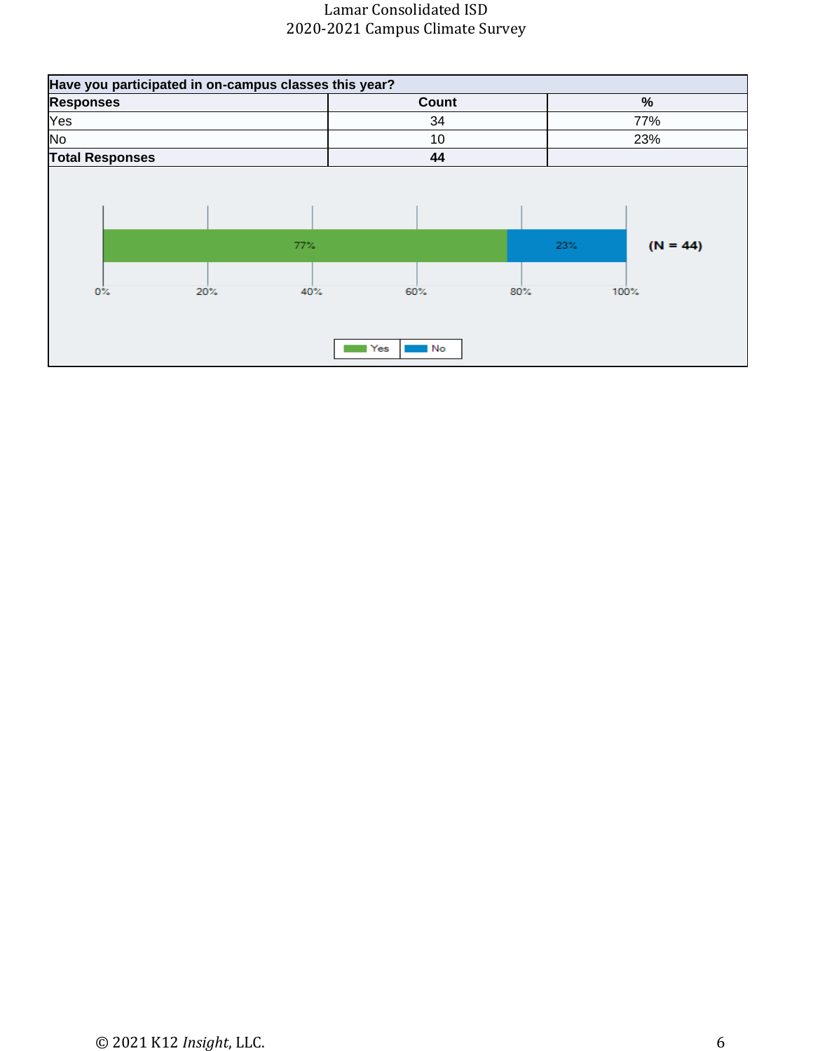| Have you participated in on-campus classes this year? | | |
|---|---|---|
| **Responses** | **Count** | **%** |
| Yes | 34 | 77% |
| No | 10 | 23% |
| **Total Responses** | **44** | |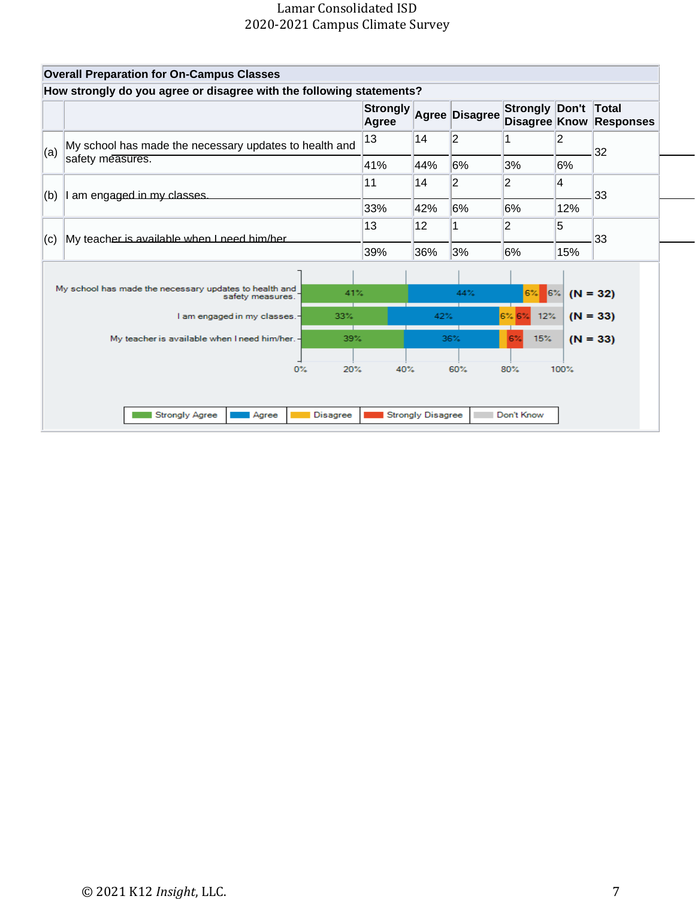## Overall Preparation for On-Campus Classes

**How strongly do you agree or disagree with the following statements?**

| | | Strongly Agree | Agree | Disagree | Strongly Disagree | Don't Know | Total Responses |
|---|---|---|---|---|---|---|---|
| (a) | My school has made the necessary updates to health and safety measures. | 13<br>41% | 14<br>44% | 2<br>6% | 1<br>3% | 2<br>6% | 32 |
| (b) | I am engaged in my classes. | 11<br>33% | 14<br>42% | 2<br>6% | 2<br>6% | 4<br>12% | 33 |
| (c) | My teacher is available when I need him/her. | 13<br>39% | 12<br>36% | 1<br>3% | 2<br>6% | 5<br>15% | 33 |

| Statement | Strongly Agree | Agree | Disagree | Strongly Disagree | Don't Know | N |
|---|---|---|---|---|---|---|
| My school has made the necessary updates to health and safety measures. | 41% | 44% | 6% | | 6% | (N = 32) |
| I am engaged in my classes. | 33% | 42% | 6% | 6% | 12% | (N = 33) |
| My teacher is available when I need him/her. | 39% | 36% | | 6% | 15% | (N = 33) |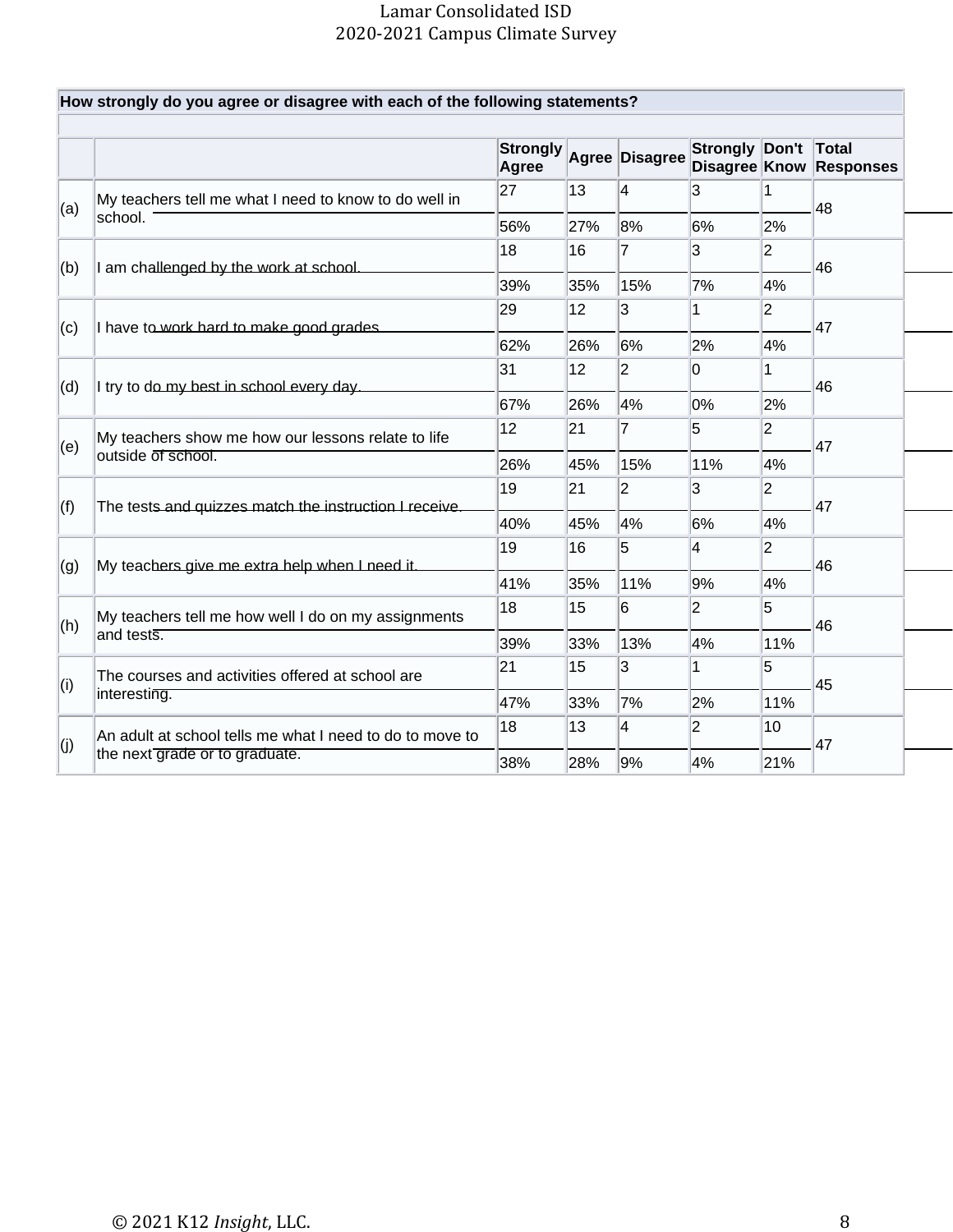| How strongly do you agree or disagree with each of the following statements? | | | | | | | | |
|---|---|---|---|---|---|---|---|---|
| | | Strongly Agree | Agree | Disagree | Strongly Disagree | Don't Know | Total Responses |
| (a) | My teachers tell me what I need to know to do well in school. | 27 | 13 | 4 | 3 | 1 | 48 |
| | | 56% | 27% | 8% | 6% | 2% | |
| (b) | I am challenged by the work at school. | 18 | 16 | 7 | 3 | 2 | 46 |
| | | 39% | 35% | 15% | 7% | 4% | |
| (c) | I have to work hard to make good grades. | 29 | 12 | 3 | 1 | 2 | 47 |
| | | 62% | 26% | 6% | 2% | 4% | |
| (d) | I try to do my best in school every day. | 31 | 12 | 2 | 0 | 1 | 46 |
| | | 67% | 26% | 4% | 0% | 2% | |
| (e) | My teachers show me how our lessons relate to life outside of school. | 12 | 21 | 7 | 5 | 2 | 47 |
| | | 26% | 45% | 15% | 11% | 4% | |
| (f) | The tests and quizzes match the instruction I receive. | 19 | 21 | 2 | 3 | 2 | 47 |
| | | 40% | 45% | 4% | 6% | 4% | |
| (g) | My teachers give me extra help when I need it. | 19 | 16 | 5 | 4 | 2 | 46 |
| | | 41% | 35% | 11% | 9% | 4% | |
| (h) | My teachers tell me how well I do on my assignments and tests. | 18 | 15 | 6 | 2 | 5 | 46 |
| | | 39% | 33% | 13% | 4% | 11% | |
| (i) | The courses and activities offered at school are interesting. | 21 | 15 | 3 | 1 | 5 | 45 |
| | | 47% | 33% | 7% | 2% | 11% | |
| (j) | An adult at school tells me what I need to do to move to the next grade or to graduate. | 18 | 13 | 4 | 2 | 10 | 47 |
| | | 38% | 28% | 9% | 4% | 21% | |

© 2021 K12 *Insight*, LLC.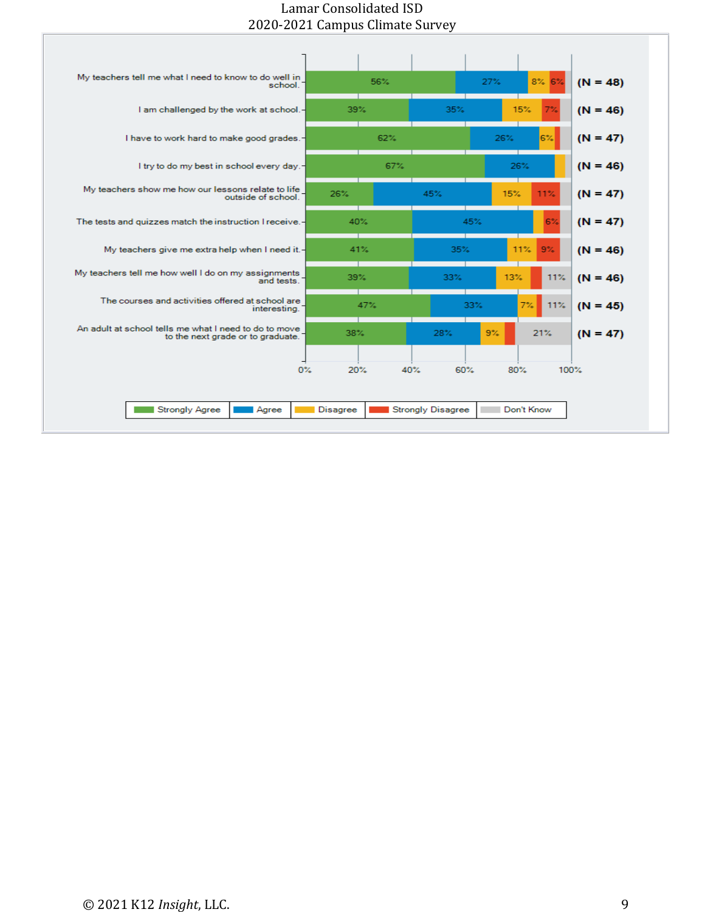Lamar Consolidated ISD
2020-2021 Campus Climate Survey

| Statement | Strongly Agree | Agree | Disagree | Strongly Disagree | Don't Know | N |
|---|---|---|---|---|---|---|
| My teachers tell me what I need to know to do well in school. | 56% | 27% | 8% | 6% | | (N = 48) |
| I am challenged by the work at school. | 39% | 35% | 15% | 7% | | (N = 46) |
| I have to work hard to make good grades. | 62% | 26% | 6% | | | (N = 47) |
| I try to do my best in school every day. | 67% | 26% | | | | (N = 46) |
| My teachers show me how our lessons relate to life outside of school. | 26% | 45% | 15% | 11% | | (N = 47) |
| The tests and quizzes match the instruction I receive. | 40% | 45% | | 6% | | (N = 47) |
| My teachers give me extra help when I need it. | 41% | 35% | 11% | 9% | | (N = 46) |
| My teachers tell me how well I do on my assignments and tests. | 39% | 33% | 13% | | 11% | (N = 46) |
| The courses and activities offered at school are interesting. | 47% | 33% | 7% | | 11% | (N = 45) |
| An adult at school tells me what I need to do to move to the next grade or to graduate. | 38% | 28% | 9% | | 21% | (N = 47) |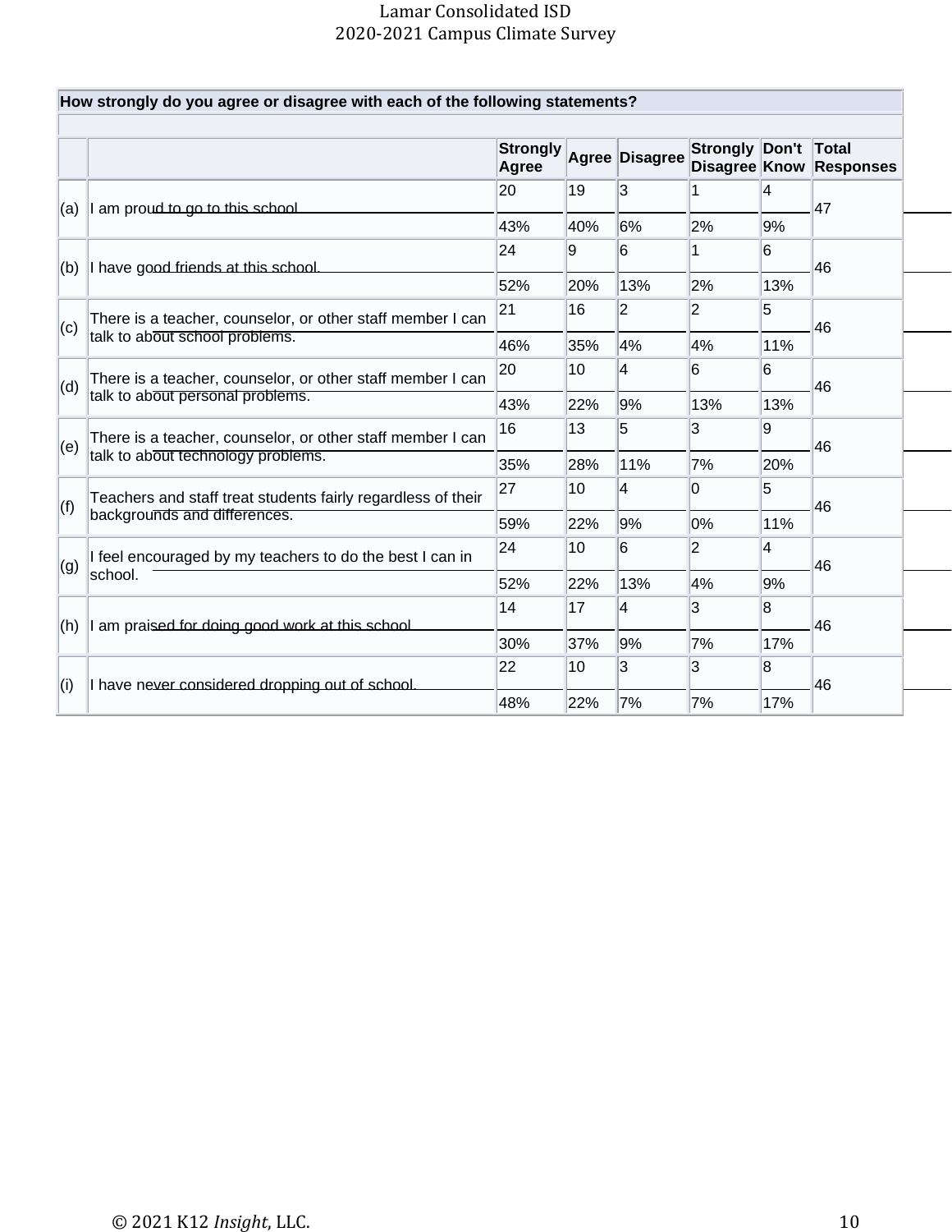**How strongly do you agree or disagree with each of the following statements?**

| | | Strongly Agree | Agree | Disagree | Strongly Disagree | Don't Know | Total Responses |
|---|---|---|---|---|---|---|---|
| (a) | I am proud to go to this school. | 20 | 19 | 3 | 1 | 4 | 47 |
| | | 43% | 40% | 6% | 2% | 9% | |
| (b) | I have good friends at this school. | 24 | 9 | 6 | 1 | 6 | 46 |
| | | 52% | 20% | 13% | 2% | 13% | |
| (c) | There is a teacher, counselor, or other staff member I can talk to about school problems. | 21 | 16 | 2 | 2 | 5 | 46 |
| | | 46% | 35% | 4% | 4% | 11% | |
| (d) | There is a teacher, counselor, or other staff member I can talk to about personal problems. | 20 | 10 | 4 | 6 | 6 | 46 |
| | | 43% | 22% | 9% | 13% | 13% | |
| (e) | There is a teacher, counselor, or other staff member I can talk to about technology problems. | 16 | 13 | 5 | 3 | 9 | 46 |
| | | 35% | 28% | 11% | 7% | 20% | |
| (f) | Teachers and staff treat students fairly regardless of their backgrounds and differences. | 27 | 10 | 4 | 0 | 5 | 46 |
| | | 59% | 22% | 9% | 0% | 11% | |
| (g) | I feel encouraged by my teachers to do the best I can in school. | 24 | 10 | 6 | 2 | 4 | 46 |
| | | 52% | 22% | 13% | 4% | 9% | |
| (h) | I am praised for doing good work at this school. | 14 | 17 | 4 | 3 | 8 | 46 |
| | | 30% | 37% | 9% | 7% | 17% | |
| (i) | I have never considered dropping out of school. | 22 | 10 | 3 | 3 | 8 | 46 |
| | | 48% | 22% | 7% | 7% | 17% | |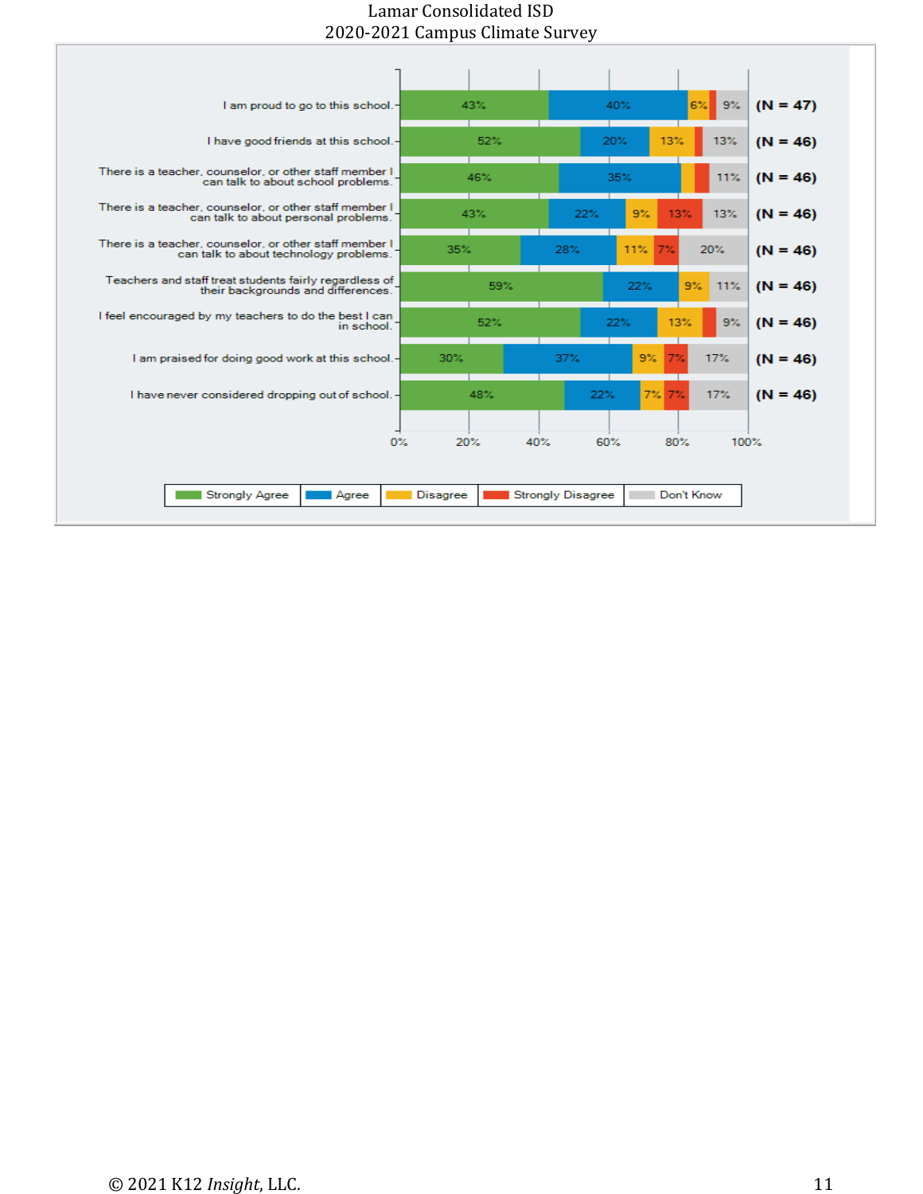| Statement | Strongly Agree | Agree | Disagree | Strongly Disagree | Don't Know | N |
|---|---|---|---|---|---|---|
| I am proud to go to this school. | 43% | 40% | 6% | | 9% | (N = 47) |
| I have good friends at this school. | 52% | 20% | 13% | | 13% | (N = 46) |
| There is a teacher, counselor, or other staff member I can talk to about school problems. | 46% | 35% | | | 11% | (N = 46) |
| There is a teacher, counselor, or other staff member I can talk to about personal problems. | 43% | 22% | 9% | 13% | 13% | (N = 46) |
| There is a teacher, counselor, or other staff member I can talk to about technology problems. | 35% | 28% | 11% | 7% | 20% | (N = 46) |
| Teachers and staff treat students fairly regardless of their backgrounds and differences. | 59% | 22% | 9% | | 11% | (N = 46) |
| I feel encouraged by my teachers to do the best I can in school. | 52% | 22% | 13% | | 9% | (N = 46) |
| I am praised for doing good work at this school. | 30% | 37% | 9% | 7% | 17% | (N = 46) |
| I have never considered dropping out of school. | 48% | 22% | 7% | 7% | 17% | (N = 46) |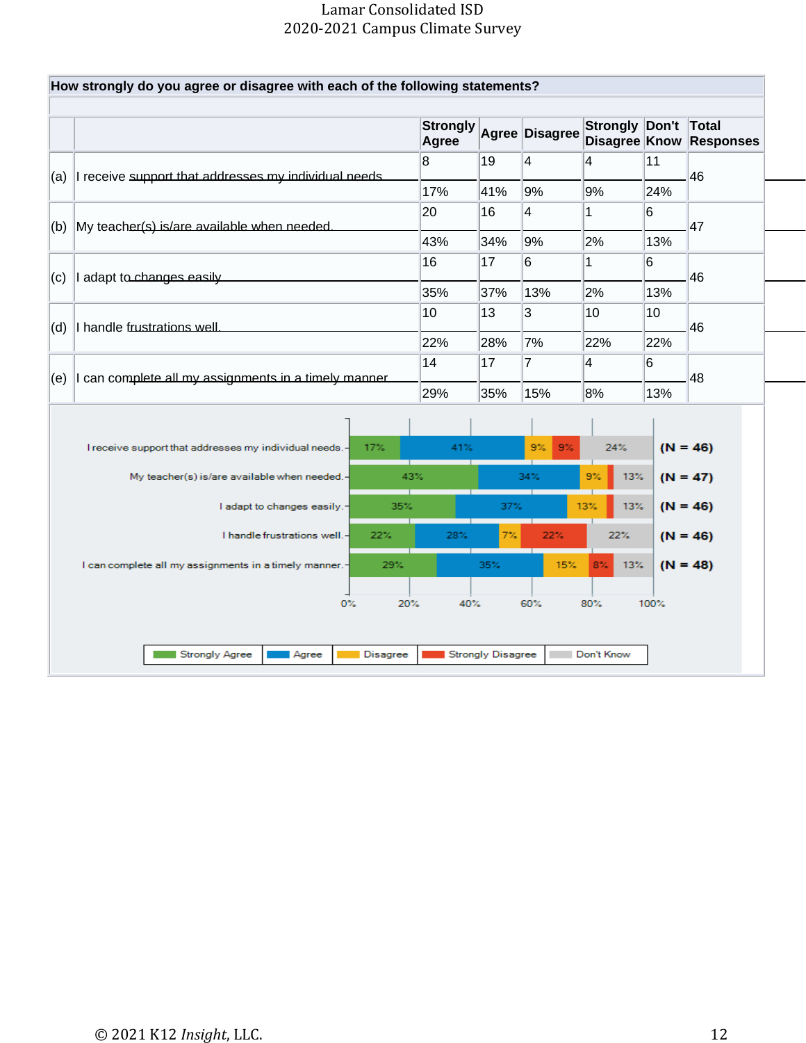Lamar Consolidated ISD
2020-2021 Campus Climate Survey

**How strongly do you agree or disagree with each of the following statements?**

| | | Strongly Agree | Agree | Disagree | Strongly Disagree | Don't Know | Total Responses |
|---|---|---|---|---|---|---|---|
| (a) | I receive support that addresses my individual needs | 8<br>17% | 19<br>41% | 4<br>9% | 4<br>9% | 11<br>24% | 46 |
| (b) | My teacher(s) is/are available when needed. | 20<br>43% | 16<br>34% | 4<br>9% | 1<br>2% | 6<br>13% | 47 |
| (c) | I adapt to changes easily | 16<br>35% | 17<br>37% | 6<br>13% | 1<br>2% | 6<br>13% | 46 |
| (d) | I handle frustrations well. | 10<br>22% | 13<br>28% | 3<br>7% | 10<br>22% | 10<br>22% | 46 |
| (e) | I can complete all my assignments in a timely manner | 14<br>29% | 17<br>35% | 7<br>15% | 4<br>8% | 6<br>13% | 48 |

| Statement | Strongly Agree | Agree | Disagree | Strongly Disagree | Don't Know | N |
|---|---|---|---|---|---|---|
| I receive support that addresses my individual needs. | 17% | 41% | 9% | 9% | 24% | (N = 46) |
| My teacher(s) is/are available when needed. | 43% | 34% | 9% | | 13% | (N = 47) |
| I adapt to changes easily. | 35% | 37% | 13% | | 13% | (N = 46) |
| I handle frustrations well. | 22% | 28% | 7% | 22% | 22% | (N = 46) |
| I can complete all my assignments in a timely manner. | 29% | 35% | 15% | 8% | 13% | (N = 48) |

© 2021 K12 *Insight*, LLC.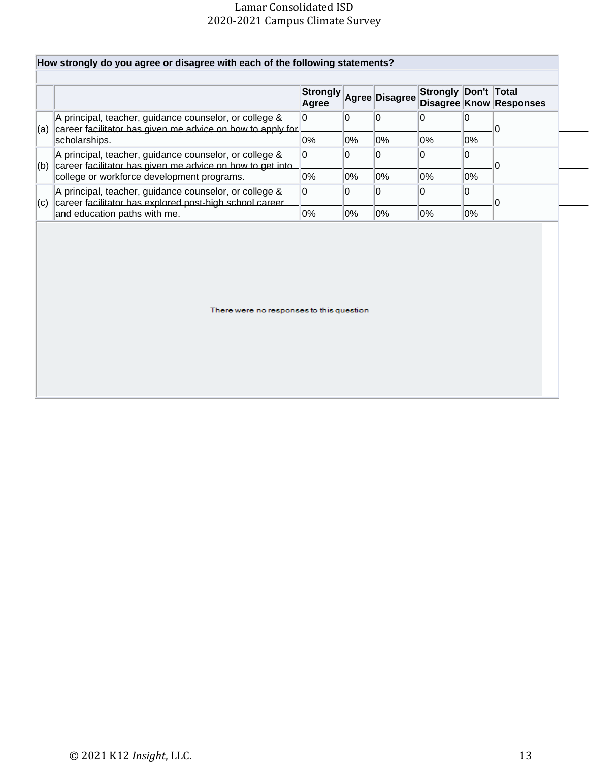**How strongly do you agree or disagree with each of the following statements?**

| | | Strongly Agree | Agree | Disagree | Strongly Disagree | Don't Know | Total Responses |
|---|---|---|---|---|---|---|---|
| (a) | A principal, teacher, guidance counselor, or college & career facilitator has given me advice on how to apply for scholarships. | 0<br>0% | 0<br>0% | 0<br>0% | 0<br>0% | 0<br>0% | 0 |
| (b) | A principal, teacher, guidance counselor, or college & career facilitator has given me advice on how to get into college or workforce development programs. | 0<br>0% | 0<br>0% | 0<br>0% | 0<br>0% | 0<br>0% | 0 |
| (c) | A principal, teacher, guidance counselor, or college & career facilitator has explored post-high school career and education paths with me. | 0<br>0% | 0<br>0% | 0<br>0% | 0<br>0% | 0<br>0% | 0 |

There were no responses to this question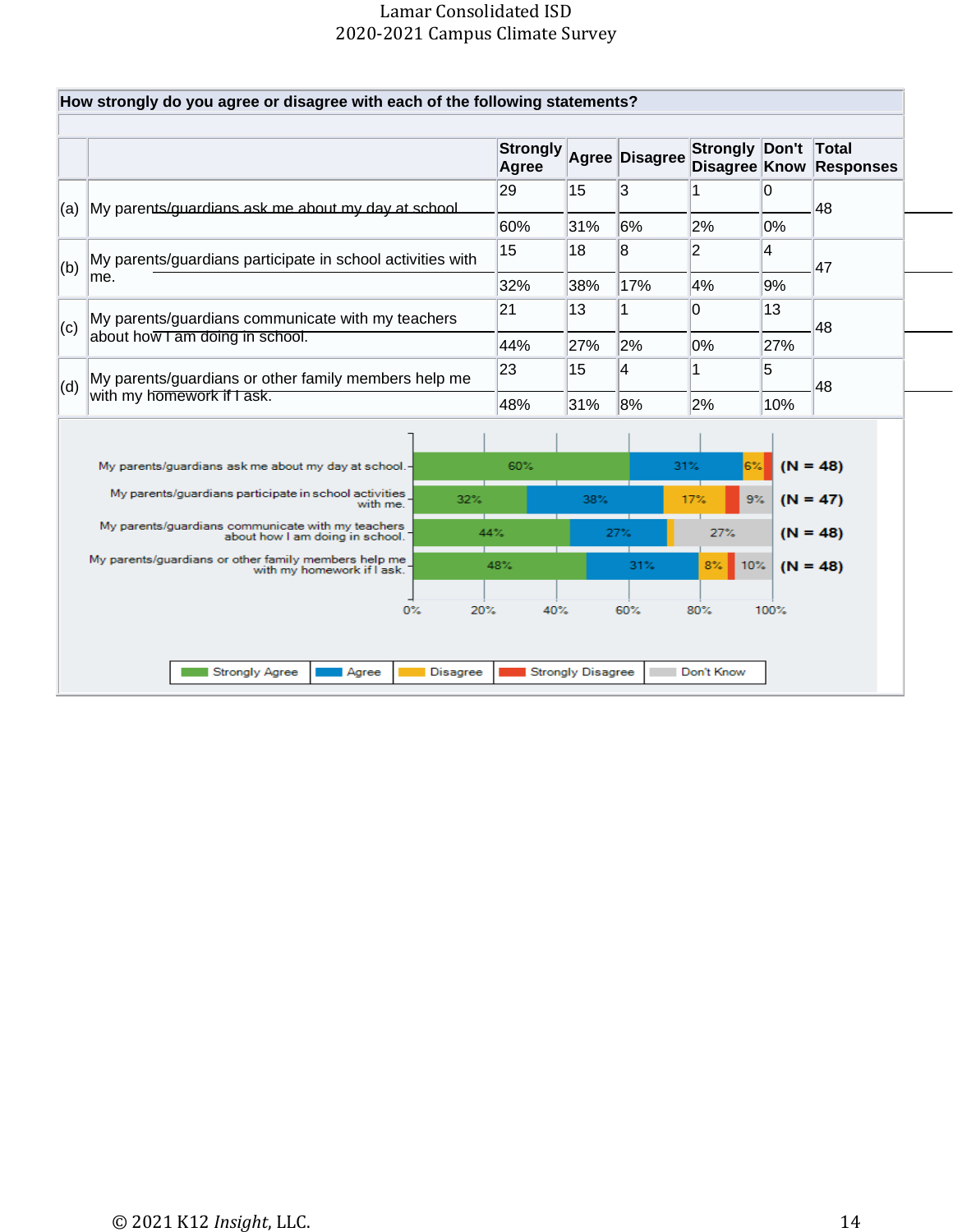How strongly do you agree or disagree with each of the following statements?

| | | Strongly Agree | Agree | Disagree | Strongly Disagree | Don't Know | Total Responses |
|---|---|---|---|---|---|---|---|
| (a) | My parents/guardians ask me about my day at school. | 29 | 15 | 3 | 1 | 0 | 48 |
| | | 60% | 31% | 6% | 2% | 0% | |
| (b) | My parents/guardians participate in school activities with me. | 15 | 18 | 8 | 2 | 4 | 47 |
| | | 32% | 38% | 17% | 4% | 9% | |
| (c) | My parents/guardians communicate with my teachers about how I am doing in school. | 21 | 13 | 1 | 0 | 13 | 48 |
| | | 44% | 27% | 2% | 0% | 27% | |
| (d) | My parents/guardians or other family members help me with my homework if I ask. | 23 | 15 | 4 | 1 | 5 | 48 |
| | | 48% | 31% | 8% | 2% | 10% | |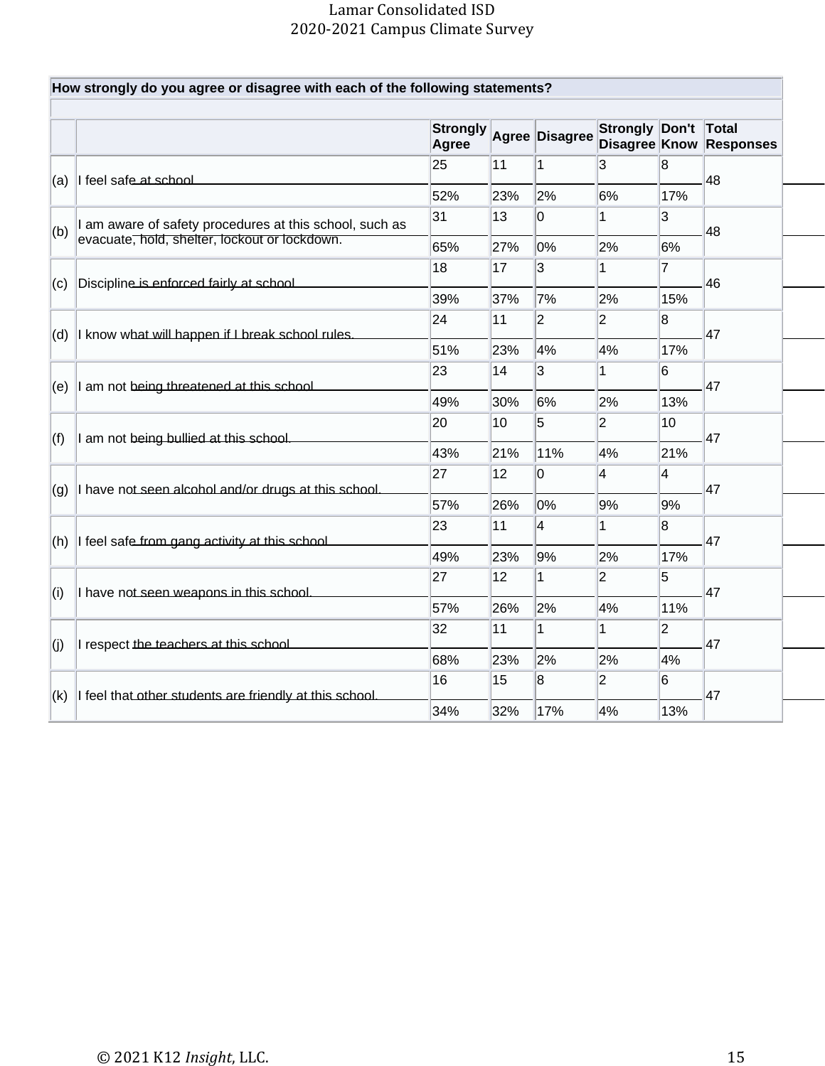| How strongly do you agree or disagree with each of the following statements? | | | | | | | | |
|---|---|---|---|---|---|---|---|---|
| | | Strongly Agree | Agree | Disagree | Strongly Disagree | Don't Know | Total Responses |
| (a) | I feel safe at school. | 25 | 11 | 1 | 3 | 8 | 48 |
| | | 52% | 23% | 2% | 6% | 17% | |
| (b) | I am aware of safety procedures at this school, such as evacuate, hold, shelter, lockout or lockdown. | 31 | 13 | 0 | 1 | 3 | 48 |
| | | 65% | 27% | 0% | 2% | 6% | |
| (c) | Discipline is enforced fairly at school. | 18 | 17 | 3 | 1 | 7 | 46 |
| | | 39% | 37% | 7% | 2% | 15% | |
| (d) | I know what will happen if I break school rules. | 24 | 11 | 2 | 2 | 8 | 47 |
| | | 51% | 23% | 4% | 4% | 17% | |
| (e) | I am not being threatened at this school. | 23 | 14 | 3 | 1 | 6 | 47 |
| | | 49% | 30% | 6% | 2% | 13% | |
| (f) | I am not being bullied at this school. | 20 | 10 | 5 | 2 | 10 | 47 |
| | | 43% | 21% | 11% | 4% | 21% | |
| (g) | I have not seen alcohol and/or drugs at this school. | 27 | 12 | 0 | 4 | 4 | 47 |
| | | 57% | 26% | 0% | 9% | 9% | |
| (h) | I feel safe from gang activity at this school. | 23 | 11 | 4 | 1 | 8 | 47 |
| | | 49% | 23% | 9% | 2% | 17% | |
| (i) | I have not seen weapons in this school. | 27 | 12 | 1 | 2 | 5 | 47 |
| | | 57% | 26% | 2% | 4% | 11% | |
| (j) | I respect the teachers at this school. | 32 | 11 | 1 | 1 | 2 | 47 |
| | | 68% | 23% | 2% | 2% | 4% | |
| (k) | I feel that other students are friendly at this school. | 16 | 15 | 8 | 2 | 6 | 47 |
| | | 34% | 32% | 17% | 4% | 13% | |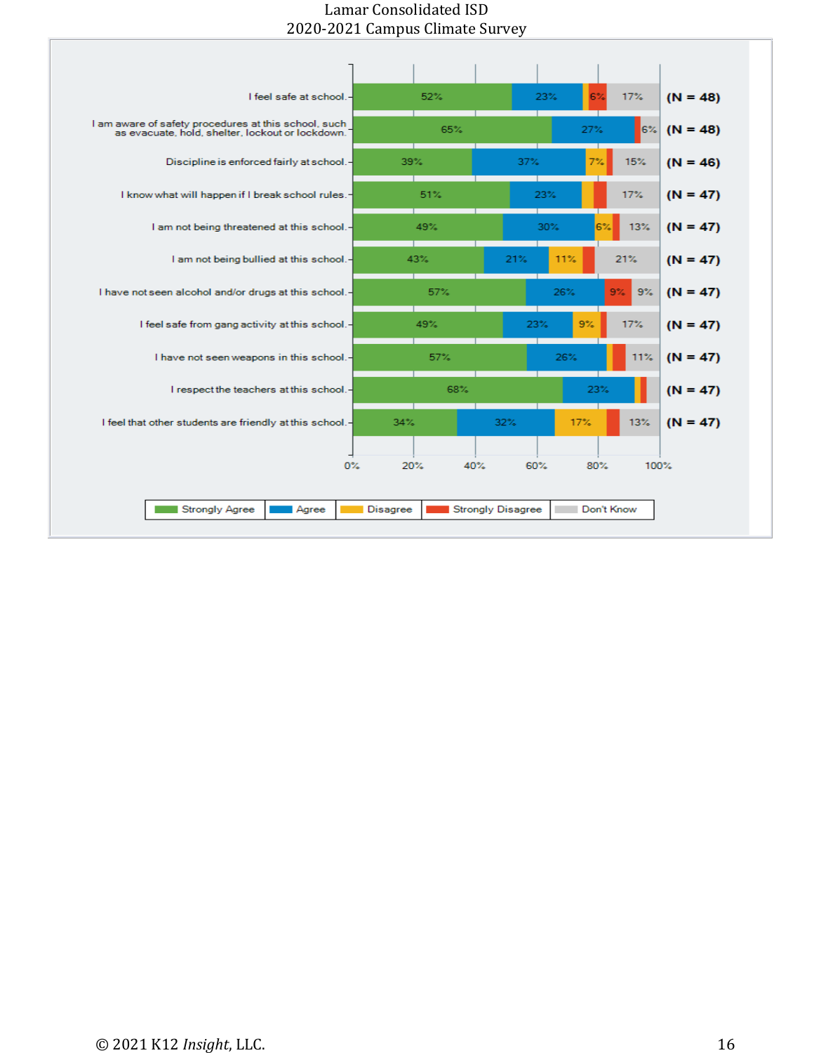Lamar Consolidated ISD
2020-2021 Campus Climate Survey

| Statement | Strongly Agree | Agree | Disagree | Strongly Disagree | Don't Know | N |
|---|---|---|---|---|---|---|
| I feel safe at school. | 52% | 23% | | 6% | 17% | (N = 48) |
| I am aware of safety procedures at this school, such as evacuate, hold, shelter, lockout or lockdown. | 65% | 27% | | | 6% | (N = 48) |
| Discipline is enforced fairly at school. | 39% | 37% | 7% | | 15% | (N = 46) |
| I know what will happen if I break school rules. | 51% | 23% | | | 17% | (N = 47) |
| I am not being threatened at this school. | 49% | 30% | 6% | | 13% | (N = 47) |
| I am not being bullied at this school. | 43% | 21% | 11% | | 21% | (N = 47) |
| I have not seen alcohol and/or drugs at this school. | 57% | 26% | | 9% | 9% | (N = 47) |
| I feel safe from gang activity at this school. | 49% | 23% | 9% | | 17% | (N = 47) |
| I have not seen weapons in this school. | 57% | 26% | | | 11% | (N = 47) |
| I respect the teachers at this school. | 68% | 23% | | | | (N = 47) |
| I feel that other students are friendly at this school. | 34% | 32% | 17% | | 13% | (N = 47) |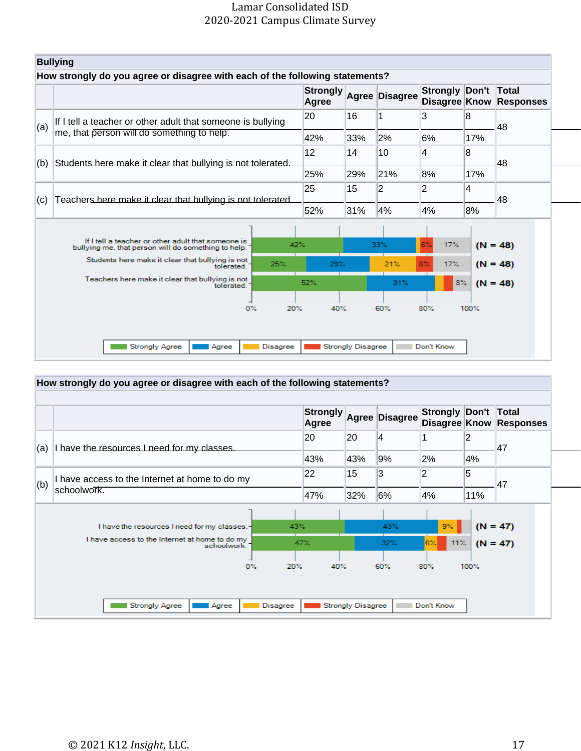## Bullying

How strongly do you agree or disagree with each of the following statements?

| | | Strongly Agree | Agree | Disagree | Strongly Disagree | Don't Know | Total Responses |
|---|---|---|---|---|---|---|---|
| (a) | If I tell a teacher or other adult that someone is bullying me, that person will do something to help. | 20 | 16 | 1 | 3 | 8 | 48 |
| | | 42% | 33% | 2% | 6% | 17% | |
| (b) | Students here make it clear that bullying is not tolerated. | 12 | 14 | 10 | 4 | 8 | 48 |
| | | 25% | 29% | 21% | 8% | 17% | |
| (c) | Teachers here make it clear that bullying is not tolerated. | 25 | 15 | 2 | 2 | 4 | 48 |
| | | 52% | 31% | 4% | 4% | 8% | |

How strongly do you agree or disagree with each of the following statements?

| | | Strongly Agree | Agree | Disagree | Strongly Disagree | Don't Know | Total Responses |
|---|---|---|---|---|---|---|---|
| (a) | I have the resources I need for my classes. | 20 | 20 | 4 | 1 | 2 | 47 |
| | | 43% | 43% | 9% | 2% | 4% | |
| (b) | I have access to the Internet at home to do my schoolwork. | 22 | 15 | 3 | 2 | 5 | 47 |
| | | 47% | 32% | 6% | 4% | 11% | |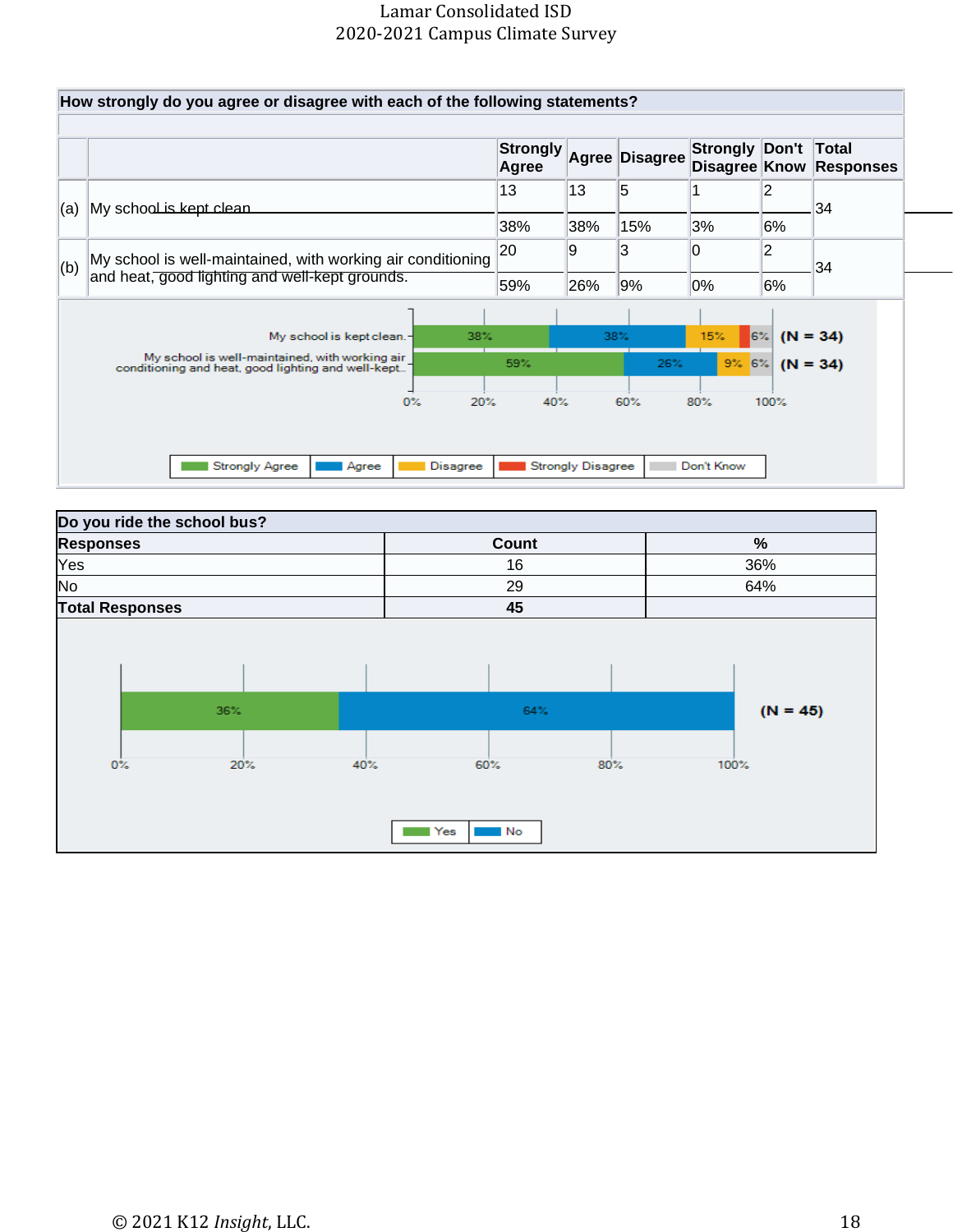**How strongly do you agree or disagree with each of the following statements?**

| | | Strongly Agree | Agree | Disagree | Strongly Disagree | Don't Know | Total Responses |
|---|---|---|---|---|---|---|---|
| (a) | My school is kept clean | 13<br>38% | 13<br>38% | 5<br>15% | 1<br>3% | 2<br>6% | 34 |
| (b) | My school is well-maintained, with working air conditioning and heat, good lighting and well-kept grounds. | 20<br>59% | 9<br>26% | 3<br>9% | 0<br>0% | 2<br>6% | 34 |

**Do you ride the school bus?**

| Responses | Count | % |
|---|---|---|
| Yes | 16 | 36% |
| No | 29 | 64% |
| **Total Responses** | **45** | |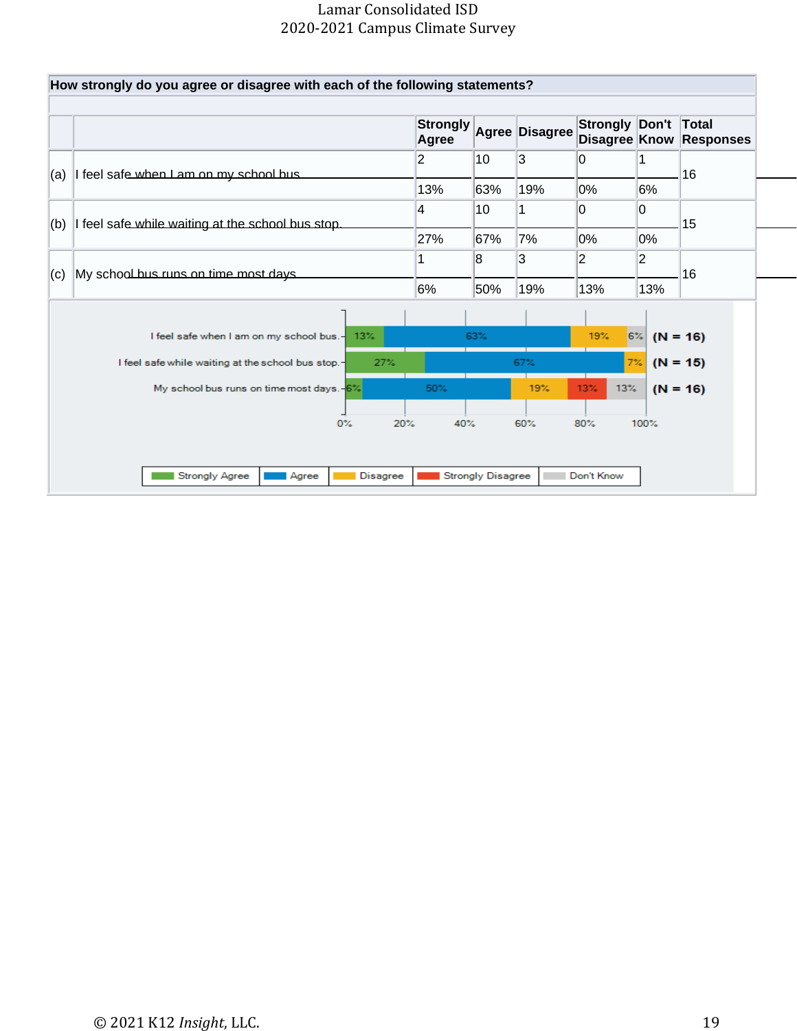How strongly do you agree or disagree with each of the following statements?

| | | Strongly Agree | Agree | Disagree | Strongly Disagree | Don't Know | Total Responses |
|---|---|---|---|---|---|---|---|
| (a) | I feel safe when I am on my school bus | 2 | 10 | 3 | 0 | 1 | 16 |
| | | 13% | 63% | 19% | 0% | 6% | |
| (b) | I feel safe while waiting at the school bus stop. | 4 | 10 | 1 | 0 | 0 | 15 |
| | | 27% | 67% | 7% | 0% | 0% | |
| (c) | My school bus runs on time most days | 1 | 8 | 3 | 2 | 2 | 16 |
| | | 6% | 50% | 19% | 13% | 13% | |

| Statement | Strongly Agree | Agree | Disagree | Strongly Disagree | Don't Know | N |
|---|---|---|---|---|---|---|
| I feel safe when I am on my school bus. | 13% | 63% | 19% | | 6% | (N = 16) |
| I feel safe while waiting at the school bus stop. | 27% | 67% | 7% | | | (N = 15) |
| My school bus runs on time most days. | 6% | 50% | 19% | 13% | 13% | (N = 16) |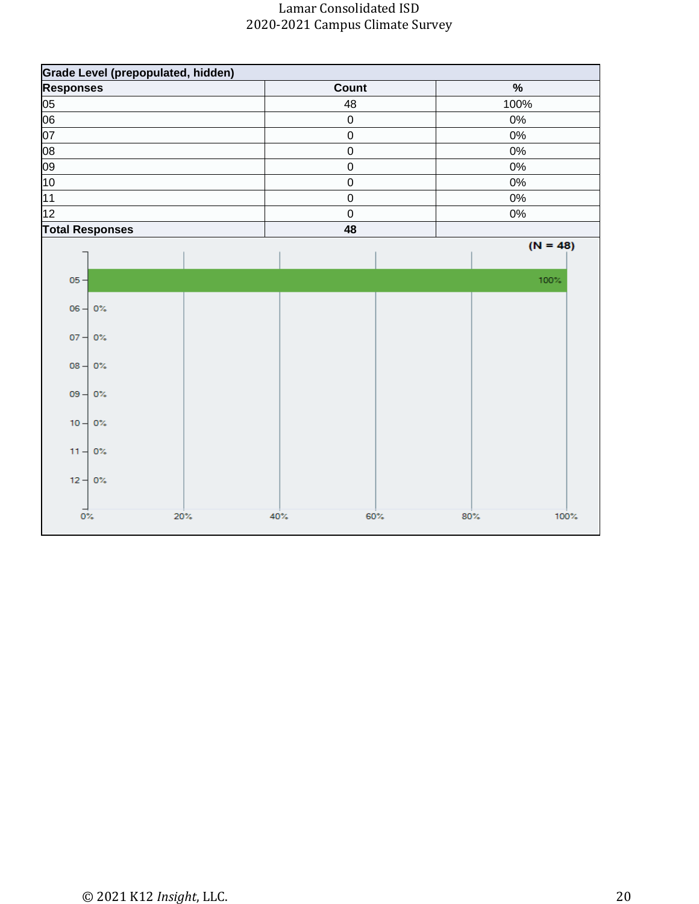| Grade Level (prepopulated, hidden) | | |
|---|---|---|
| Responses | Count | % |
| 05 | 48 | 100% |
| 06 | 0 | 0% |
| 07 | 0 | 0% |
| 08 | 0 | 0% |
| 09 | 0 | 0% |
| 10 | 0 | 0% |
| 11 | 0 | 0% |
| 12 | 0 | 0% |
| Total Responses | 48 | |

(N = 48)

| Grade | % |
|---|---|
| 05 | 100% |
| 06 | 0% |
| 07 | 0% |
| 08 | 0% |
| 09 | 0% |
| 10 | 0% |
| 11 | 0% |
| 12 | 0% |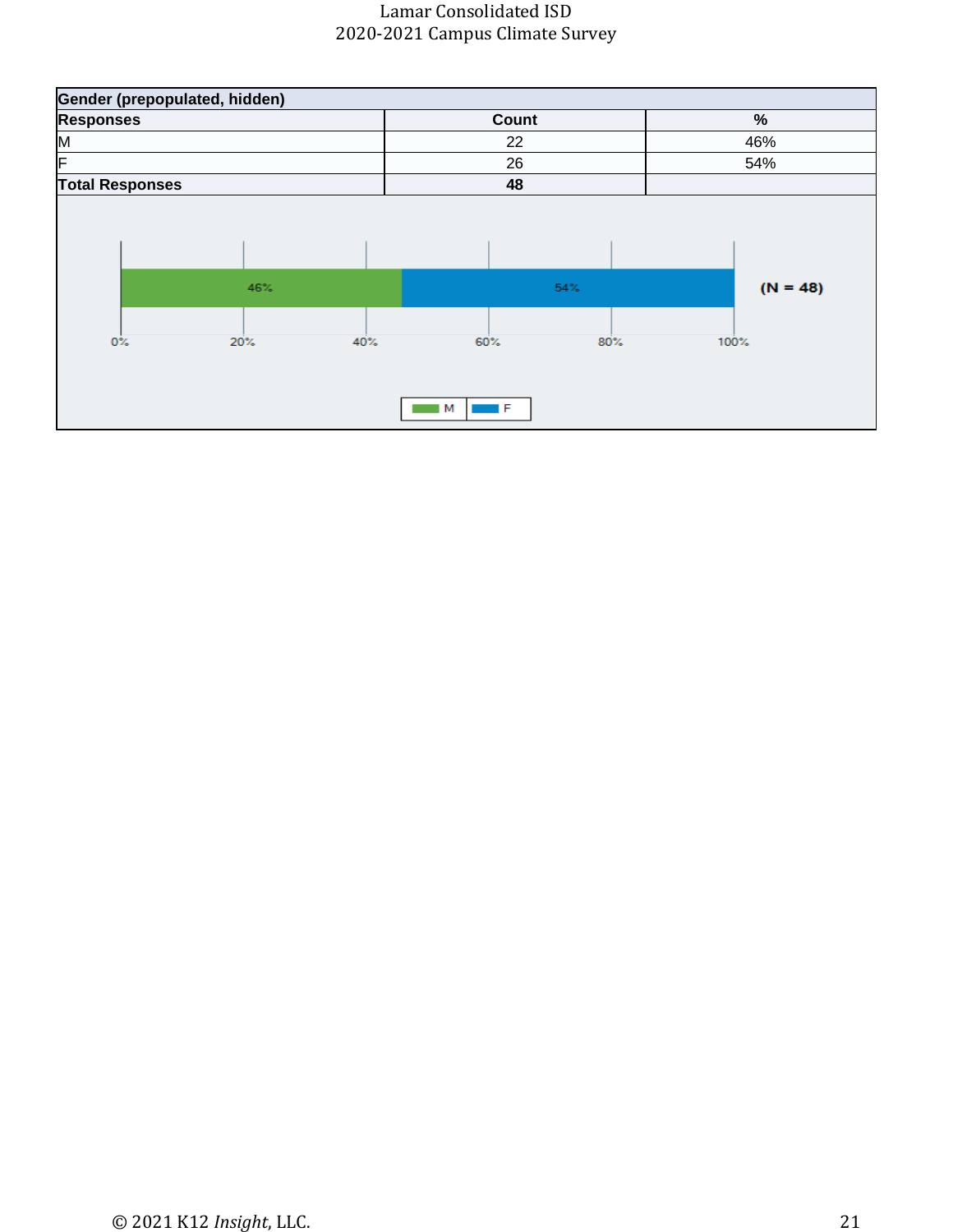| Gender (prepopulated, hidden) | | |
|---|---|---|
| **Responses** | **Count** | **%** |
| M | 22 | 46% |
| F | 26 | 54% |
| **Total Responses** | **48** | |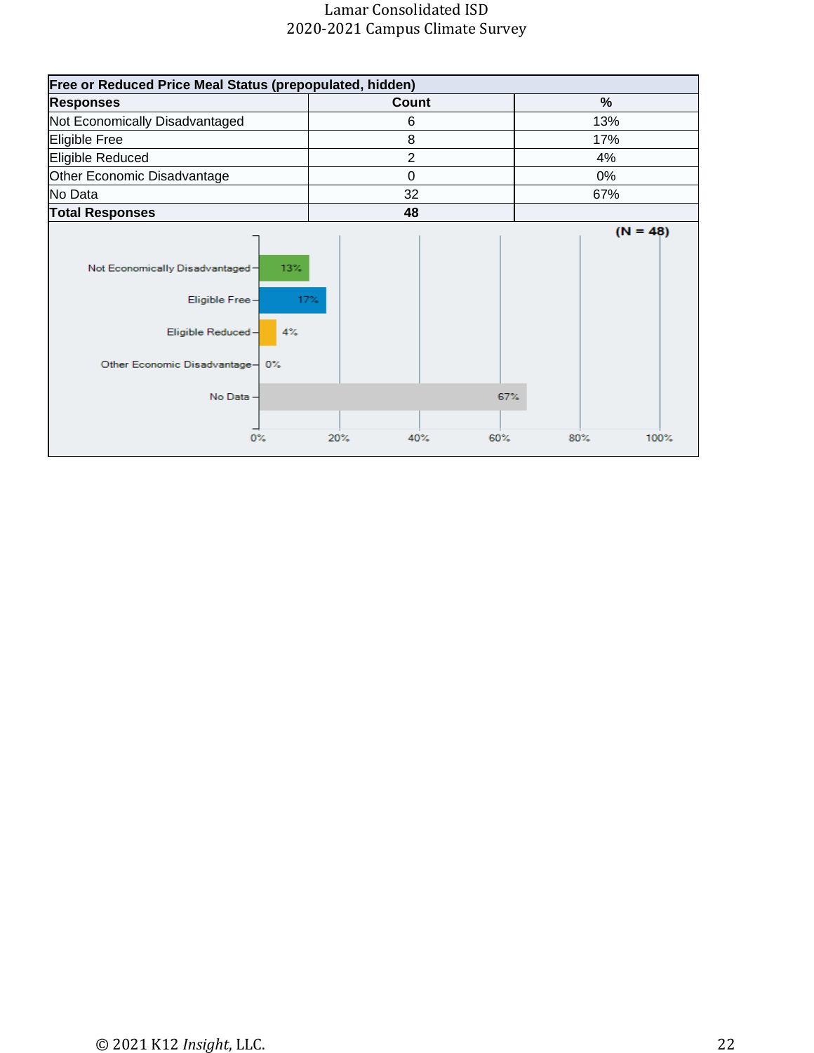| Free or Reduced Price Meal Status (prepopulated, hidden) | | |
|---|---|---|
| **Responses** | **Count** | **%** |
| Not Economically Disadvantaged | 6 | 13% |
| Eligible Free | 8 | 17% |
| Eligible Reduced | 2 | 4% |
| Other Economic Disadvantage | 0 | 0% |
| No Data | 32 | 67% |
| **Total Responses** | **48** | |

(N = 48)

| Response | % |
|---|---|
| Not Economically Disadvantaged | 13% |
| Eligible Free | 17% |
| Eligible Reduced | 4% |
| Other Economic Disadvantage | 0% |
| No Data | 67% |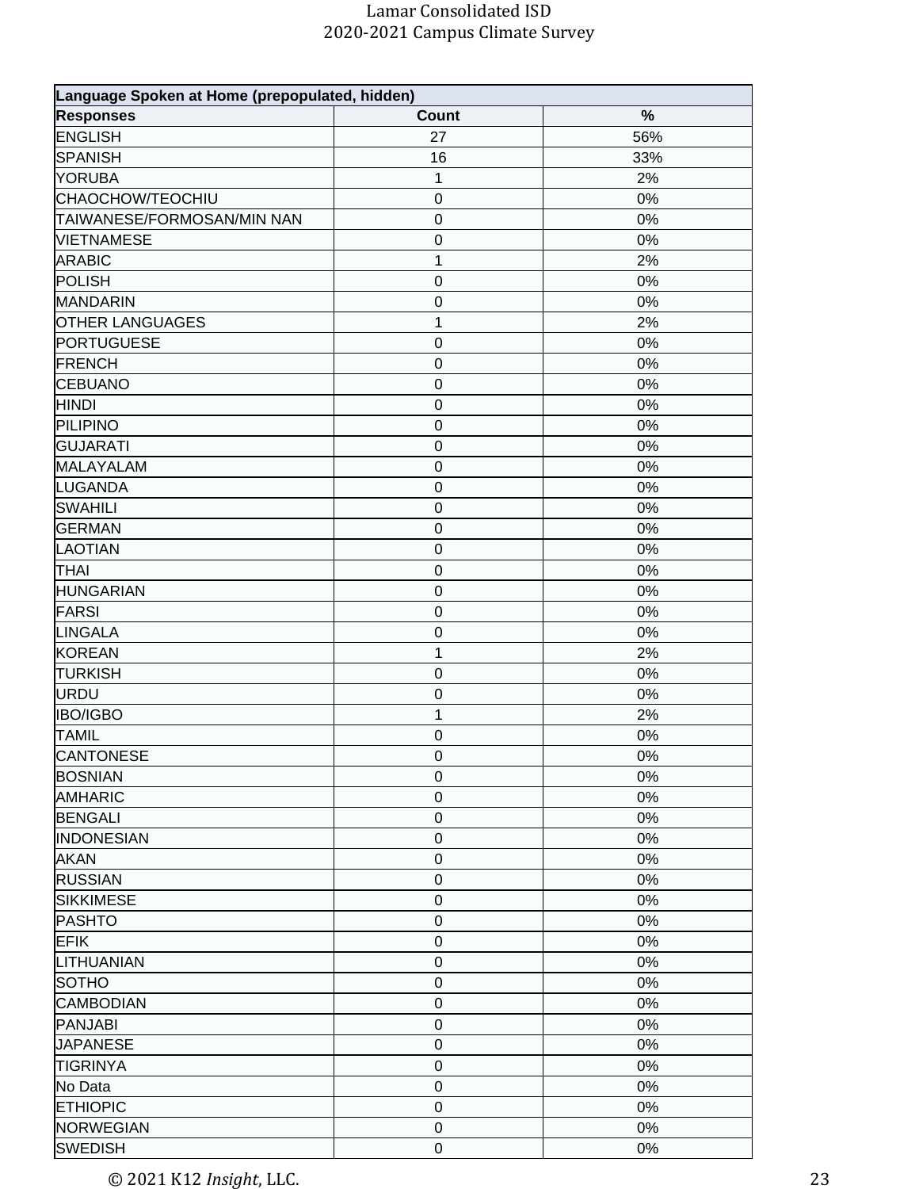| Language Spoken at Home (prepopulated, hidden) | | |
|---|---|---|
| **Responses** | **Count** | **%** |
| ENGLISH | 27 | 56% |
| SPANISH | 16 | 33% |
| YORUBA | 1 | 2% |
| CHAOCHOW/TEOCHIU | 0 | 0% |
| TAIWANESE/FORMOSAN/MIN NAN | 0 | 0% |
| VIETNAMESE | 0 | 0% |
| ARABIC | 1 | 2% |
| POLISH | 0 | 0% |
| MANDARIN | 0 | 0% |
| OTHER LANGUAGES | 1 | 2% |
| PORTUGUESE | 0 | 0% |
| FRENCH | 0 | 0% |
| CEBUANO | 0 | 0% |
| HINDI | 0 | 0% |
| PILIPINO | 0 | 0% |
| GUJARATI | 0 | 0% |
| MALAYALAM | 0 | 0% |
| LUGANDA | 0 | 0% |
| SWAHILI | 0 | 0% |
| GERMAN | 0 | 0% |
| LAOTIAN | 0 | 0% |
| THAI | 0 | 0% |
| HUNGARIAN | 0 | 0% |
| FARSI | 0 | 0% |
| LINGALA | 0 | 0% |
| KOREAN | 1 | 2% |
| TURKISH | 0 | 0% |
| URDU | 0 | 0% |
| IBO/IGBO | 1 | 2% |
| TAMIL | 0 | 0% |
| CANTONESE | 0 | 0% |
| BOSNIAN | 0 | 0% |
| AMHARIC | 0 | 0% |
| BENGALI | 0 | 0% |
| INDONESIAN | 0 | 0% |
| AKAN | 0 | 0% |
| RUSSIAN | 0 | 0% |
| SIKKIMESE | 0 | 0% |
| PASHTO | 0 | 0% |
| EFIK | 0 | 0% |
| LITHUANIAN | 0 | 0% |
| SOTHO | 0 | 0% |
| CAMBODIAN | 0 | 0% |
| PANJABI | 0 | 0% |
| JAPANESE | 0 | 0% |
| TIGRINYA | 0 | 0% |
| No Data | 0 | 0% |
| ETHIOPIC | 0 | 0% |
| NORWEGIAN | 0 | 0% |
| SWEDISH | 0 | 0% |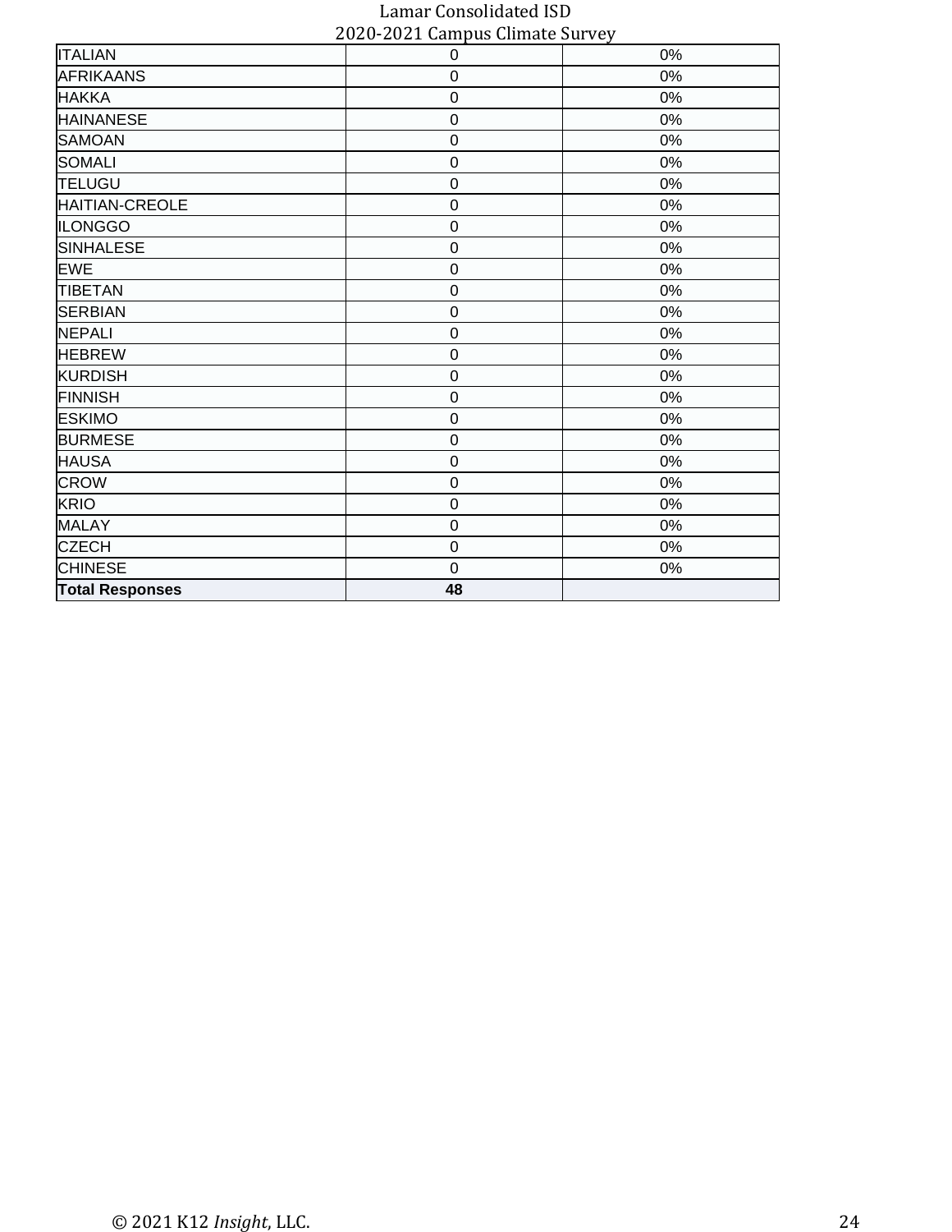| | | |
|---|---|---|
| ITALIAN | 0 | 0% |
| AFRIKAANS | 0 | 0% |
| HAKKA | 0 | 0% |
| HAINANESE | 0 | 0% |
| SAMOAN | 0 | 0% |
| SOMALI | 0 | 0% |
| TELUGU | 0 | 0% |
| HAITIAN-CREOLE | 0 | 0% |
| ILONGGO | 0 | 0% |
| SINHALESE | 0 | 0% |
| EWE | 0 | 0% |
| TIBETAN | 0 | 0% |
| SERBIAN | 0 | 0% |
| NEPALI | 0 | 0% |
| HEBREW | 0 | 0% |
| KURDISH | 0 | 0% |
| FINNISH | 0 | 0% |
| ESKIMO | 0 | 0% |
| BURMESE | 0 | 0% |
| HAUSA | 0 | 0% |
| CROW | 0 | 0% |
| KRIO | 0 | 0% |
| MALAY | 0 | 0% |
| CZECH | 0 | 0% |
| CHINESE | 0 | 0% |
| **Total Responses** | **48** | |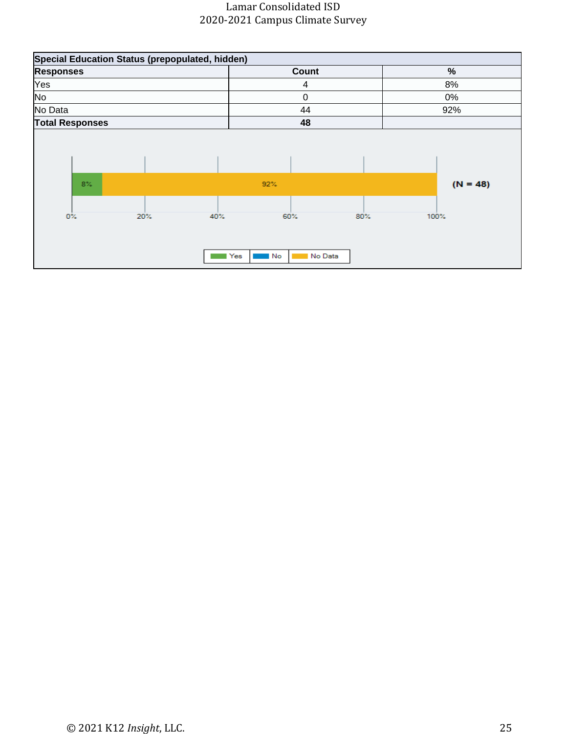| Special Education Status (prepopulated, hidden) | | |
|---|---|---|
| **Responses** | **Count** | **%** |
| Yes | 4 | 8% |
| No | 0 | 0% |
| No Data | 44 | 92% |
| **Total Responses** | **48** | |

8% | 92% (N = 48)

0% 20% 40% 60% 80% 100%

Yes | No | No Data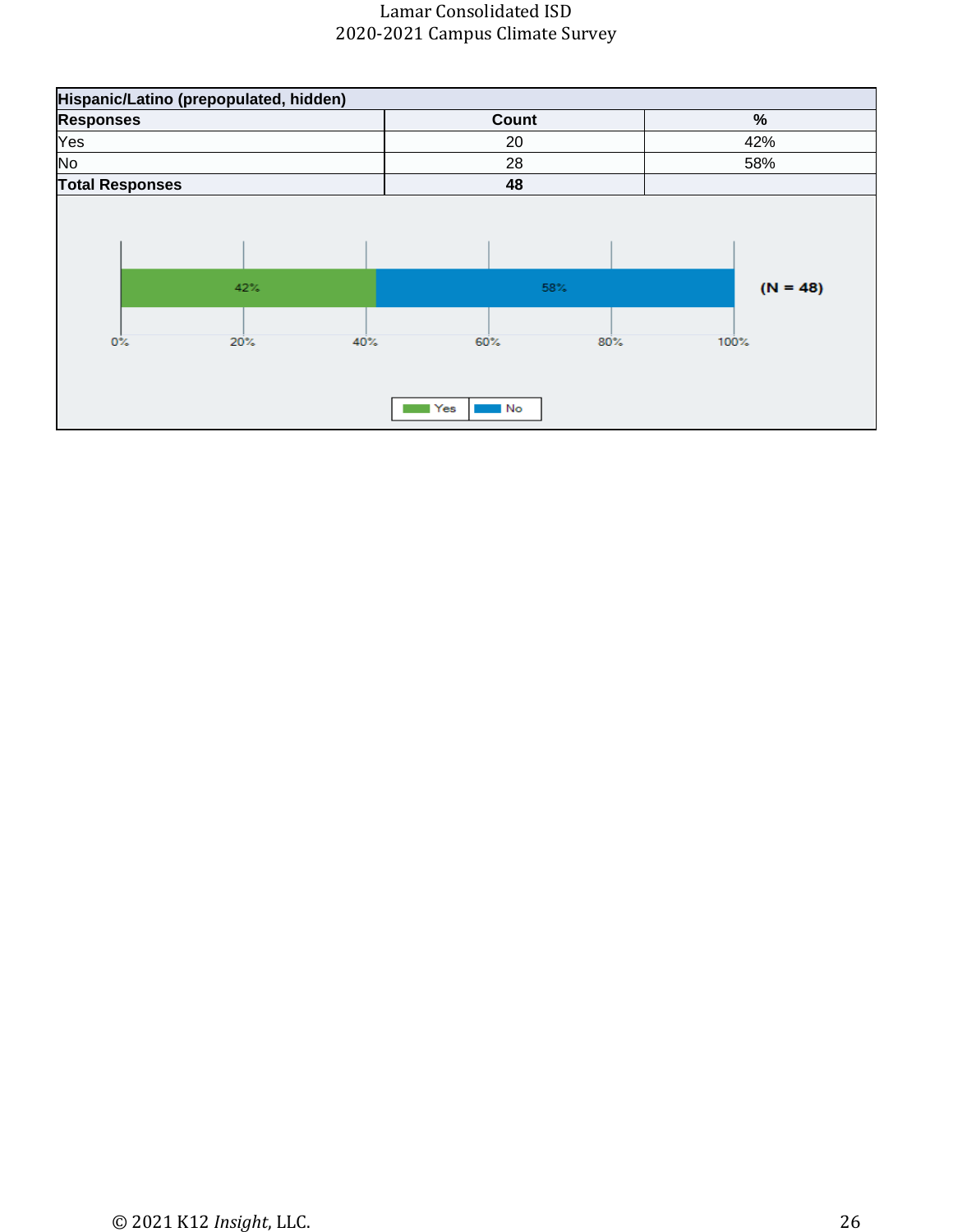| Hispanic/Latino (prepopulated, hidden) | | |
|---|---|---|
| **Responses** | **Count** | **%** |
| Yes | 20 | 42% |
| No | 28 | 58% |
| **Total Responses** | **48** | |

42% 58% (N = 48)

0% 20% 40% 60% 80% 100%

Yes No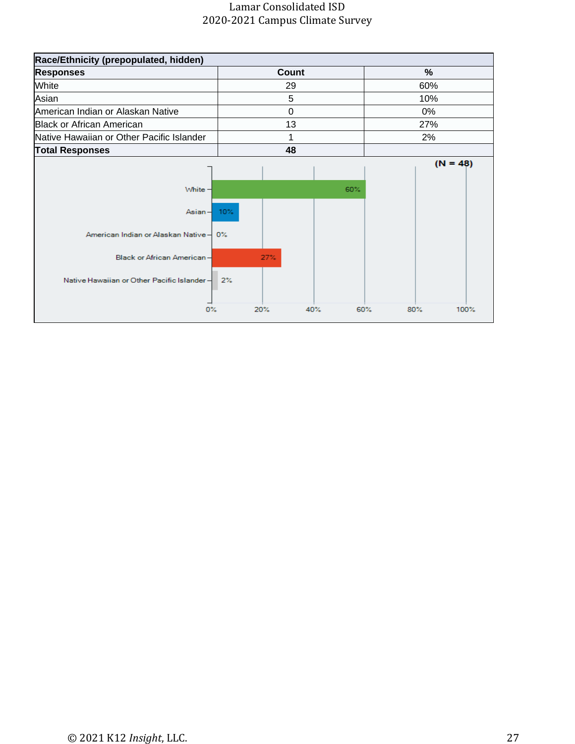| Race/Ethnicity (prepopulated, hidden) | | |
| --- | --- | --- |
| **Responses** | **Count** | **%** |
| White | 29 | 60% |
| Asian | 5 | 10% |
| American Indian or Alaskan Native | 0 | 0% |
| Black or African American | 13 | 27% |
| Native Hawaiian or Other Pacific Islander | 1 | 2% |
| **Total Responses** | **48** | |

(N = 48)

White 60%

Asian 10%

American Indian or Alaskan Native 0%

Black or African American 27%

Native Hawaiian or Other Pacific Islander 2%

0% 20% 40% 60% 80% 100%